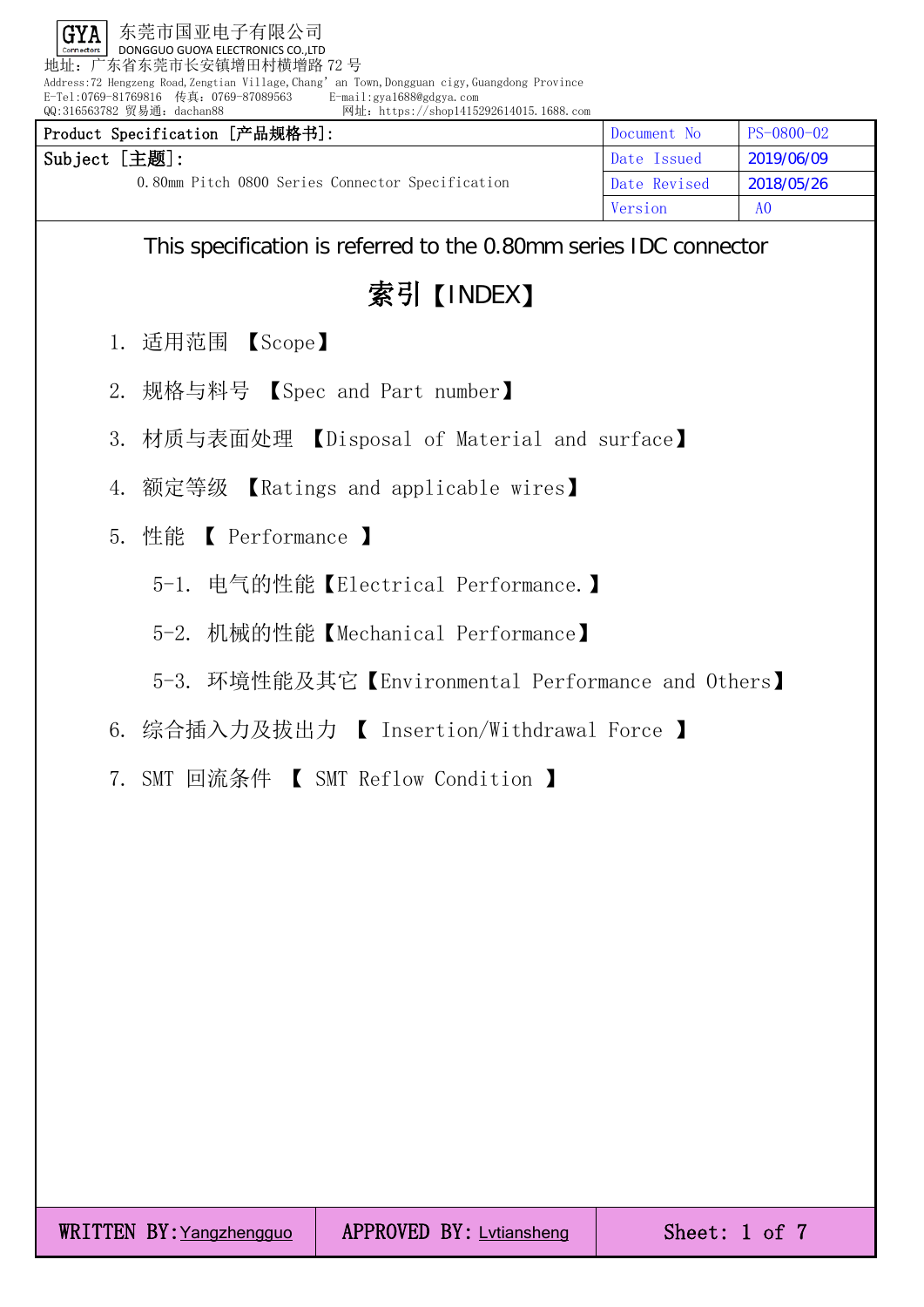GYA Connectors 东莞市国亚电子有限公司
DONGGUO GUOYA ELECTRONICS CO.,LTD
地址：广东省东莞市长安镇增田村横增路 72 号
Address:72 Hengzeng Road,Zengtian Village,Chang' an Town,Dongguan cigy,Guangdong Province
E-Tel:0769-81769816 传真：0769-87089563 E-mail:gya1688@gdgya.com
QQ:316563782 贸易通：dachan88 网址：https://shop1415292614015.1688.com

| Product Specification [产品规格书]: | Document No | PS-0800-02 |
|---|---|---|
| Subject [主题]: 0.80mm Pitch 0800 Series Connector Specification | Date Issued | 2019/06/09 |
| | Date Revised | 2018/05/26 |
| | Version | A0 |

This specification is referred to the 0.80mm series IDC connector

# 索引【INDEX】

1. 适用范围 【Scope】
2. 规格与料号 【Spec and Part number】
3. 材质与表面处理 【Disposal of Material and surface】
4. 额定等级 【Ratings and applicable wires】
5. 性能 【 Performance 】
   - 5-1. 电气的性能【Electrical Performance.】
   - 5-2. 机械的性能【Mechanical Performance】
   - 5-3. 环境性能及其它【Environmental Performance and Others】
6. 综合插入力及拔出力 【 Insertion/Withdrawal Force 】
7. SMT 回流条件 【 SMT Reflow Condition 】

| WRITTEN BY: Yangzhengguo | APPROVED BY: Lvtiansheng |
|---|---|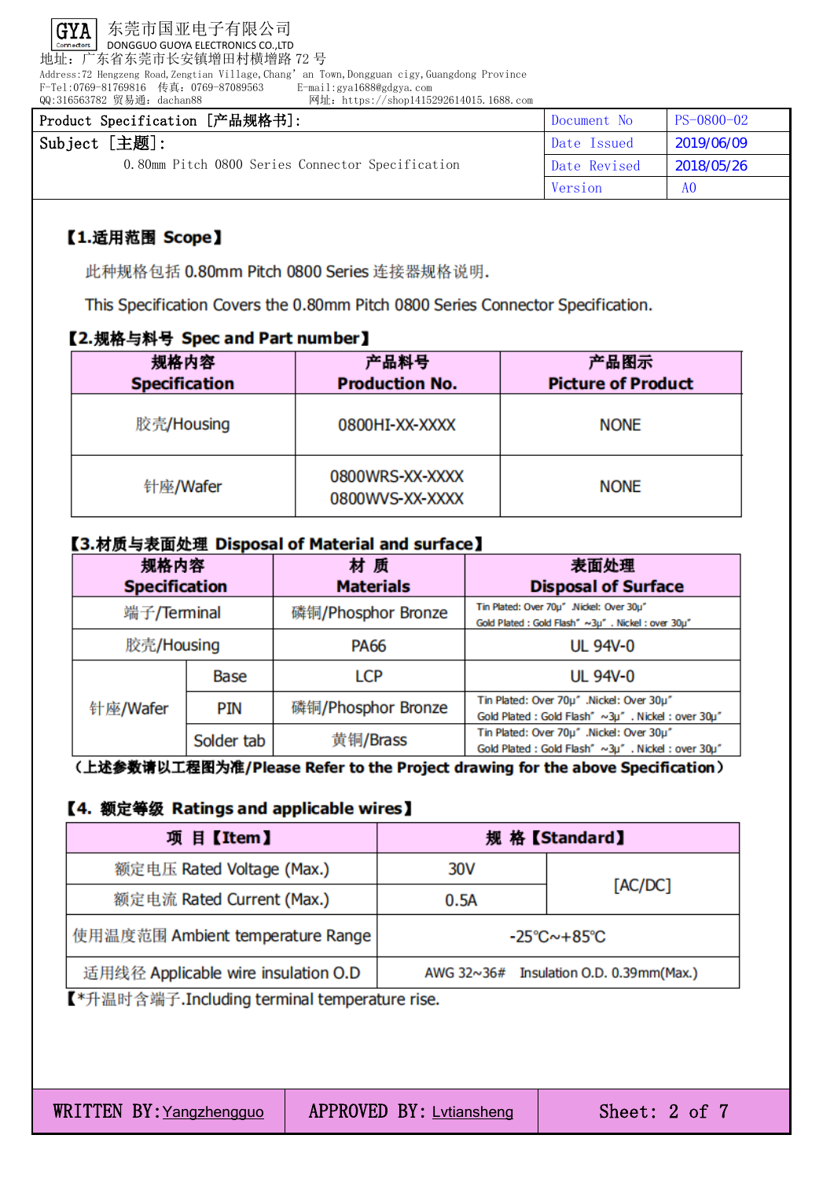GYA Connectors 东莞市国亚电子有限公司
DONGGUO GUOYA ELECTRONICS CO.,LTD
地址：广东省东莞市长安镇增田村横增路 72 号
Address:72 Hengzeng Road,Zengtian Village,Chang' an Town,Dongguan cigy,Guangdong Province
F-Tel:0769-81769816 传真：0769-87089563 E-mail:gya1688@gdgya.com
QQ:316563782 贸易通：dachan88 网址：https://shop1415292614015.1688.com

| Product Specification [产品规格书]: | Document No | PS-0800-02 |
|---|---|---|
| Subject [主题]: 0.80mm Pitch 0800 Series Connector Specification | Date Issued | 2019/06/09 |
| | Date Revised | 2018/05/26 |
| | Version | A0 |

## 【1.适用范围 Scope】

此种规格包括 0.80mm Pitch 0800 Series 连接器规格说明.

This Specification Covers the 0.80mm Pitch 0800 Series Connector Specification.

## 【2.规格与料号 Spec and Part number】

| 规格内容 Specification | 产品料号 Production No. | 产品图示 Picture of Product |
|---|---|---|
| 胶壳/Housing | 0800HI-XX-XXXX | NONE |
| 针座/Wafer | 0800WRS-XX-XXXX<br>0800WVS-XX-XXXX | NONE |

## 【3.材质与表面处理 Disposal of Material and surface】

| 规格内容 Specification | | 材 质 Materials | 表面处理 Disposal of Surface |
|---|---|---|---|
| 端子/Terminal | | 磷铜/Phosphor Bronze | Tin Plated: Over 70μ" .Nickel: Over 30μ"<br>Gold Plated : Gold Flash" ~3μ" . Nickel : over 30μ" |
| 胶壳/Housing | | PA66 | UL 94V-0 |
| 针座/Wafer | Base | LCP | UL 94V-0 |
| | PIN | 磷铜/Phosphor Bronze | Tin Plated: Over 70μ" .Nickel: Over 30μ"<br>Gold Plated : Gold Flash" ~3μ" . Nickel : over 30μ" |
| | Solder tab | 黄铜/Brass | Tin Plated: Over 70μ" .Nickel: Over 30μ"<br>Gold Plated : Gold Flash" ~3μ" . Nickel : over 30μ" |

**(上述参数请以工程图为准/Please Refer to the Project drawing for the above Specification)**

## 【4. 额定等级 Ratings and applicable wires】

| 项 目【Item】 | 规 格【Standard】 | |
|---|---|---|
| 额定电压 Rated Voltage (Max.) | 30V | [AC/DC] |
| 额定电流 Rated Current (Max.) | 0.5A | |
| 使用温度范围 Ambient temperature Range | -25℃~+85℃ | |
| 适用线径 Applicable wire insulation O.D | AWG 32~36# Insulation O.D. 0.39mm(Max.) | |

【*升温时含端子.Including terminal temperature rise.

| WRITTEN BY: Yangzhengguo | APPROVED BY: Lvtiansheng |
|---|---|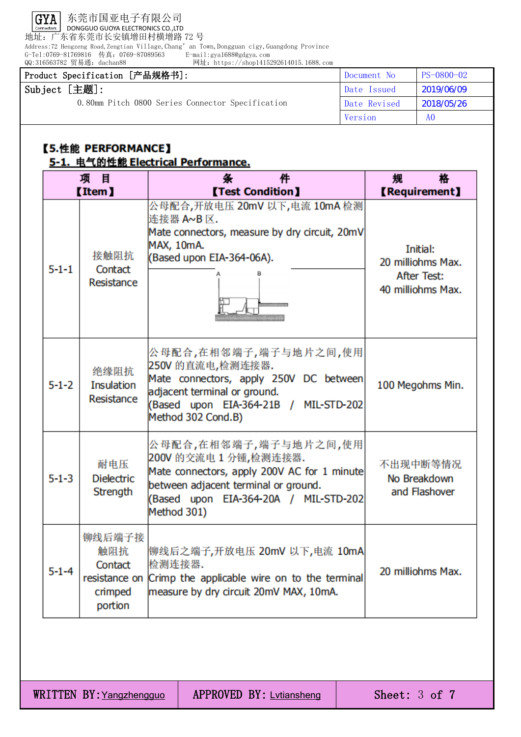## 【5.性能 PERFORMANCE】

### 5-1. 电气的性能 Electrical Performance.

| 项 目<br>【Item】 | | 条 件<br>【Test Condition】 | 规 格<br>【Requirement】 |
|---|---|---|---|
| 5-1-1 | 接触阻抗<br>Contact Resistance | 公母配合,开放电压 20mV 以下,电流 10mA 检测连接器 A~B 区.<br>Mate connectors, measure by dry circuit, 20mV MAX, 10mA.<br>(Based upon EIA-364-06A). | Initial:<br>20 milliohms Max.<br>After Test:<br>40 milliohms Max. |
| 5-1-2 | 绝缘阻抗<br>Insulation Resistance | 公母配合,在相邻端子,端子与地片之间,使用 250V 的直流电,检测连接器.<br>Mate connectors, apply 250V DC between adjacent terminal or ground.<br>(Based upon EIA-364-21B / MIL-STD-202 Method 302 Cond.B) | 100 Megohms Min. |
| 5-1-3 | 耐电压<br>Dielectric Strength | 公母配合,在相邻端子,端子与地片之间,使用 200V 的交流电 1 分锺,检测连接器.<br>Mate connectors, apply 200V AC for 1 minute between adjacent terminal or ground.<br>(Based upon EIA-364-20A / MIL-STD-202 Method 301) | 不出现中断等情况<br>No Breakdown and Flashover |
| 5-1-4 | 铆线后端子接触阻抗<br>Contact resistance on crimped portion | 铆线后之端子,开放电压 20mV 以下,电流 10mA 检测连接器.<br>Crimp the applicable wire on to the terminal measure by dry circuit 20mV MAX, 10mA. | 20 milliohms Max. |

WRITTEN BY: Yangzhengguo | APPROVED BY: Lvtiansheng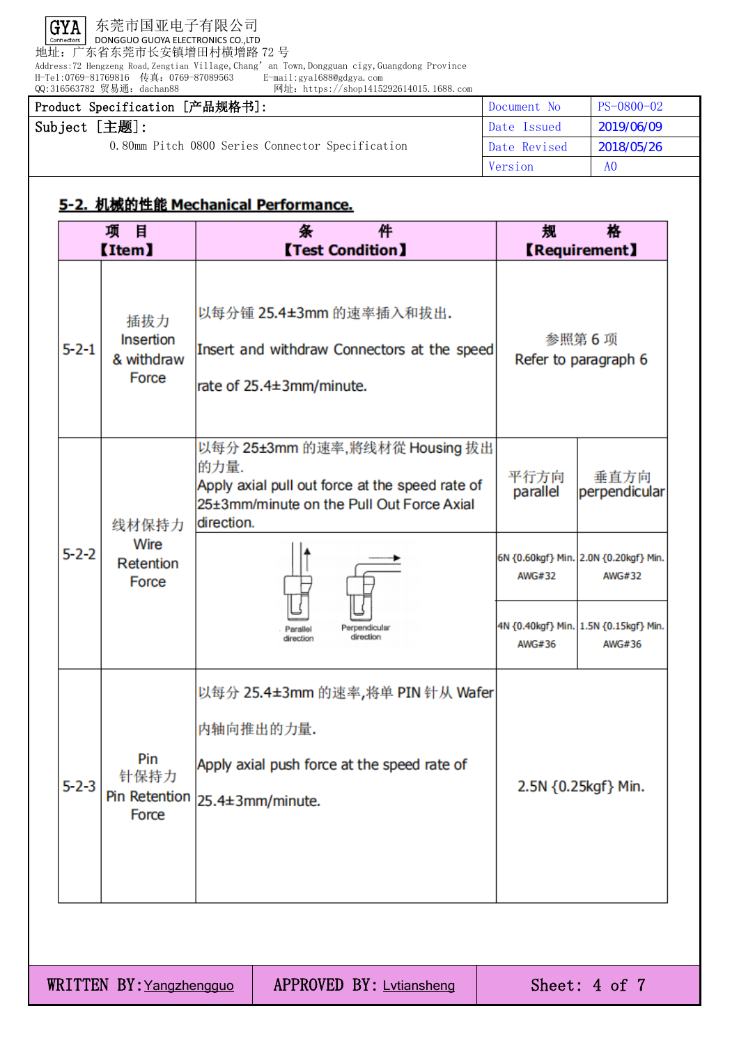东莞市国亚电子有限公司
DONGGUO GUOYA ELECTRONICS CO.,LTD
地址：广东省东莞市长安镇增田村横增路 72 号
Address:72 Hengzeng Road,Zengtian Village,Chang' an Town,Dongguan cigy,Guangdong Province
H-Tel:0769-81769816 传真：0769-87089563 E-mail:gya1688@gdgya.com
QQ:316563782 贸易通：dachan88 网址：https://shop1415292614015.1688.com

| Product Specification [产品规格书]: | Document No | PS-0800-02 |
|---|---|---|
| Subject [主题]: 0.80mm Pitch 0800 Series Connector Specification | Date Issued | 2019/06/09 |
| | Date Revised | 2018/05/26 |
| | Version | A0 |

## 5-2. 机械的性能 Mechanical Performance.

| 项 目【Item】 | | 条 件【Test Condition】 | 规 格【Requirement】 | |
|---|---|---|---|---|
| 5-2-1 | 插拔力 Insertion & withdraw Force | 以每分锺 25.4±3mm 的速率插入和拔出. Insert and withdraw Connectors at the speed rate of 25.4±3mm/minute. | 参照第 6 项 Refer to paragraph 6 | |
| 5-2-2 | 线材保持力 Wire Retention Force | 以每分 25±3mm 的速率,將线材從 Housing 拔出的力量. Apply axial pull out force at the speed rate of 25±3mm/minute on the Pull Out Force Axial direction. | 平行方向 parallel | 垂直方向 perpendicular |
| | | Parallel direction / Perpendicular direction | 6N {0.60kgf} Min. AWG#32 | 2.0N {0.20kgf} Min. AWG#32 |
| | | | 4N {0.40kgf} Min. AWG#36 | 1.5N {0.15kgf} Min. AWG#36 |
| 5-2-3 | Pin 针保持力 Pin Retention Force | 以每分 25.4±3mm 的速率,将单 PIN 针从 Wafer 内轴向推出的力量. Apply axial push force at the speed rate of 25.4±3mm/minute. | 2.5N {0.25kgf} Min. | |

WRITTEN BY: Yangzhengguo | APPROVED BY: Lvtiansheng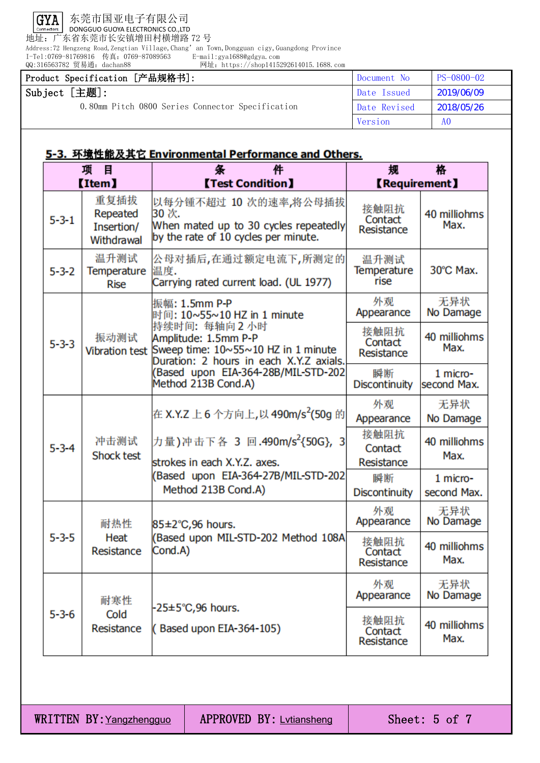GYA 东莞市国亚电子有限公司
DONGGUO GUOYA ELECTRONICS CO.,LTD
地址：广东省东莞市长安镇增田村横增路 72 号
Address:72 Hengzeng Road,Zengtian Village,Chang' an Town,Dongguan cigy,Guangdong Province
I-Tel:0769-81769816 传真：0769-87089563 E-mail:gya1688@gdgya.com
QQ:316563782 贸易通：dachan88 网址：https://shop1415292614015.1688.com

| Product Specification [产品规格书]: | Document No | PS-0800-02 |
|---|---|---|
| Subject [主题]: | Date Issued | 2019/06/09 |
| 0.80mm Pitch 0800 Series Connector Specification | Date Revised | 2018/05/26 |
| | Version | A0 |

## 5-3. 环境性能及其它 Environmental Performance and Others.

| 项 目【Item】 | | 条 件【Test Condition】 | 规 格【Requirement】 | |
|---|---|---|---|---|
| 5-3-1 | 重复插拔 Repeated Insertion/ Withdrawal | 以每分钟不超过 10 次的速率,将公母插拔 30 次. When mated up to 30 cycles repeatedly by the rate of 10 cycles per minute. | 接触阻抗 Contact Resistance | 40 milliohms Max. |
| 5-3-2 | 温升测试 Temperature Rise | 公母对插后,在通过额定电流下,所测定的温度. Carrying rated current load. (UL 1977) | 温升测试 Temperature rise | 30℃ Max. |
| 5-3-3 | 振动测试 Vibration test | 振幅: 1.5mm P-P 时间: 10~55~10 HZ in 1 minute 持续时间: 每轴向 2 小时 Amplitude: 1.5mm P-P Sweep time: 10~55~10 HZ in 1 minute Duration: 2 hours in each X.Y.Z axials. (Based upon EIA-364-28B/MIL-STD-202 Method 213B Cond.A) | 外观 Appearance | 无异状 No Damage |
| | | | 接触阻抗 Contact Resistance | 40 milliohms Max. |
| | | | 瞬断 Discontinuity | 1 micro-second Max. |
| 5-3-4 | 冲击测试 Shock test | 在 X.Y.Z 上 6 个方向上,以 490m/s$^2$(50g 的力量)冲击下各 3 回.490m/s$^2${50G}, 3 strokes in each X.Y.Z. axes. (Based upon EIA-364-27B/MIL-STD-202 Method 213B Cond.A) | 外观 Appearance | 无异状 No Damage |
| | | | 接触阻抗 Contact Resistance | 40 milliohms Max. |
| | | | 瞬断 Discontinuity | 1 micro-second Max. |
| 5-3-5 | 耐热性 Heat Resistance | 85±2℃,96 hours. (Based upon MIL-STD-202 Method 108A Cond.A) | 外观 Appearance | 无异状 No Damage |
| | | | 接触阻抗 Contact Resistance | 40 milliohms Max. |
| 5-3-6 | 耐寒性 Cold Resistance | -25±5℃,96 hours. ( Based upon EIA-364-105) | 外观 Appearance | 无异状 No Damage |
| | | | 接触阻抗 Contact Resistance | 40 milliohms Max. |

WRITTEN BY: Yangzhengguo | APPROVED BY: Lvtiansheng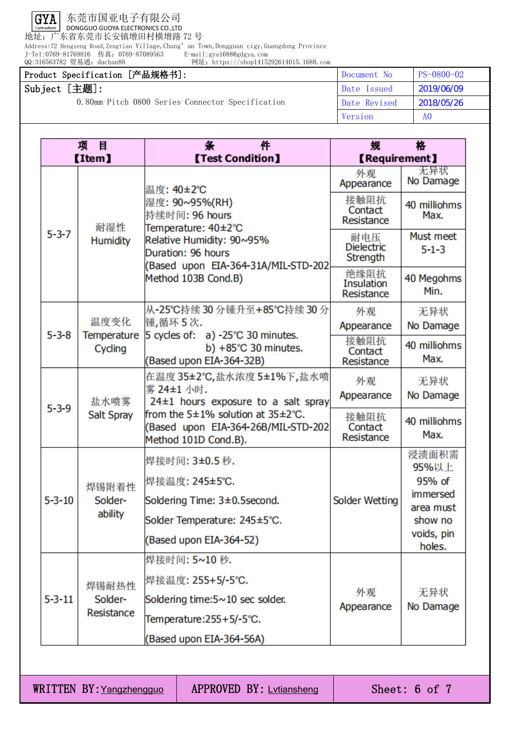东莞市国亚电子有限公司
DONGGUO GUOYA ELECTRONICS CO.,LTD
地址：广东省东莞市长安镇增田村横增路 72 号
Address:72 Hengzeng Road,Zengtian Village,Chang' an Town,Dongguan cigy,Guangdong Province
J-Tel:0769-81769816 传真：0769-87089563 E-mail:gya1688@gdgya.com
QQ:316563782 贸易通：dachan88 网址：https://shop1415292614015.1688.com

| Product Specification [产品规格书]: | Document No | PS-0800-02 |
|---|---|---|
| Subject [主题]: 0.80mm Pitch 0800 Series Connector Specification | Date Issued | 2019/06/09 |
| | Date Revised | 2018/05/26 |
| | Version | A0 |

| 项 目 【Item】 | | 条 件 【Test Condition】 | 规 格 【Requirement】 | |
|---|---|---|---|---|
| 5-3-7 | 耐湿性 Humidity | 温度: 40±2℃<br>湿度: 90~95%(RH)<br>持续时间: 96 hours<br>Temperature: 40±2℃<br>Relative Humidity: 90~95%<br>Duration: 96 hours<br>(Based upon EIA-364-31A/MIL-STD-202 Method 103B Cond.B) | 外观 Appearance | 无异状 No Damage |
| | | | 接触阻抗 Contact Resistance | 40 milliohms Max. |
| | | | 耐电压 Dielectric Strength | Must meet 5-1-3 |
| | | | 绝缘阻抗 Insulation Resistance | 40 Megohms Min. |
| 5-3-8 | 温度变化 Temperature Cycling | 从-25℃持续 30 分锺升至+85℃持续 30 分锺,循环 5 次.<br>5 cycles of: a) -25℃ 30 minutes.<br>b) +85℃ 30 minutes.<br>(Based upon EIA-364-32B) | 外观 Appearance | 无异状 No Damage |
| | | | 接触阻抗 Contact Resistance | 40 milliohms Max. |
| 5-3-9 | 盐水喷雾 Salt Spray | 在温度 35±2℃,盐水浓度 5±1%下,盐水喷雾 24±1 小时.<br>24±1 hours exposure to a salt spray from the 5±1% solution at 35±2℃.<br>(Based upon EIA-364-26B/MIL-STD-202 Method 101D Cond.B). | 外观 Appearance | 无异状 No Damage |
| | | | 接触阻抗 Contact Resistance | 40 milliohms Max. |
| 5-3-10 | 焊锡附着性 Solder-ability | 焊接时间: 3±0.5 秒.<br>焊接温度: 245±5℃.<br>Soldering Time: 3±0.5second.<br>Solder Temperature: 245±5℃.<br>(Based upon EIA-364-52) | Solder Wetting | 浸渍面积需95%以上<br>95% of immersed area must show no voids, pin holes. |
| 5-3-11 | 焊锡耐热性 Solder-Resistance | 焊接时间: 5~10 秒.<br>焊接温度: 255+5/-5℃.<br>Soldering time:5~10 sec solder.<br>Temperature:255+5/-5℃.<br>(Based upon EIA-364-56A) | 外观 Appearance | 无异状 No Damage |

WRITTEN BY: Yangzhengguo | APPROVED BY: Lvtiansheng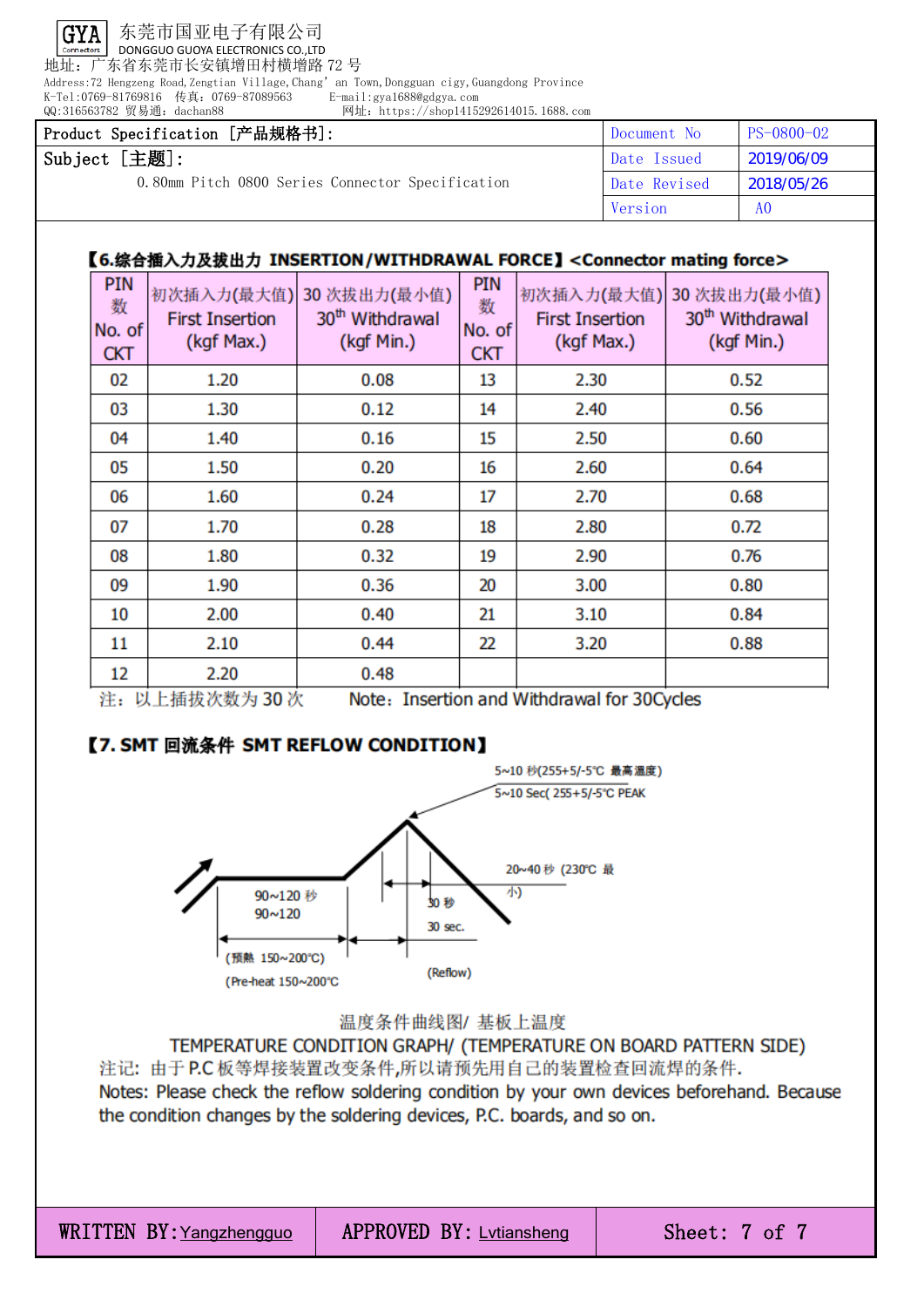东莞市国亚电子有限公司
DONGGUO GUOYA ELECTRONICS CO.,LTD
地址：广东省东莞市长安镇增田村横增路 72 号
Address:72 Hengzeng Road,Zengtian Village,Chang' an Town,Dongguan cigy,Guangdong Province
K-Tel:0769-81769816 传真：0769-87089563 E-mail:gya1688@gdgya.com
QQ:316563782 贸易通：dachan88 网址：https://shop1415292614015.1688.com

| Product Specification [产品规格书]: | Document No | PS-0800-02 |
|---|---|---|
| Subject [主题]: 0.80mm Pitch 0800 Series Connector Specification | Date Issued | 2019/06/09 |
| | Date Revised | 2018/05/26 |
| | Version | A0 |

## 【6.综合插入力及拔出力 INSERTION/WITHDRAWAL FORCE】<Connector mating force>

| PIN 数 No. of CKT | 初次插入力(最大值) First Insertion (kgf Max.) | 30 次拔出力(最小值) 30th Withdrawal (kgf Min.) | PIN 数 No. of CKT | 初次插入力(最大值) First Insertion (kgf Max.) | 30 次拔出力(最小值) 30th Withdrawal (kgf Min.) |
|---|---|---|---|---|---|
| 02 | 1.20 | 0.08 | 13 | 2.30 | 0.52 |
| 03 | 1.30 | 0.12 | 14 | 2.40 | 0.56 |
| 04 | 1.40 | 0.16 | 15 | 2.50 | 0.60 |
| 05 | 1.50 | 0.20 | 16 | 2.60 | 0.64 |
| 06 | 1.60 | 0.24 | 17 | 2.70 | 0.68 |
| 07 | 1.70 | 0.28 | 18 | 2.80 | 0.72 |
| 08 | 1.80 | 0.32 | 19 | 2.90 | 0.76 |
| 09 | 1.90 | 0.36 | 20 | 3.00 | 0.80 |
| 10 | 2.00 | 0.40 | 21 | 3.10 | 0.84 |
| 11 | 2.10 | 0.44 | 22 | 3.20 | 0.88 |
| 12 | 2.20 | 0.48 | | | |

注：以上插拔次数为 30 次　　Note：Insertion and Withdrawal for 30Cycles

## 【7. SMT 回流条件 SMT REFLOW CONDITION】

5~10 秒(255+5/-5℃ 最高温度)
5~10 Sec( 255+5/-5℃ PEAK
20~40 秒 (230℃ 最小)
90~120 秒
90~120
30 秒
30 sec.
(预熱 150~200℃)
(Pre-heat 150~200℃
(Reflow)

温度条件曲线图/ 基板上温度

TEMPERATURE CONDITION GRAPH/ (TEMPERATURE ON BOARD PATTERN SIDE)

注记：由于 P.C 板等焊接装置改变条件,所以请预先用自己的装置检查回流焊的条件.

Notes: Please check the reflow soldering condition by your own devices beforehand. Because the condition changes by the soldering devices, P.C. boards, and so on.

| WRITTEN BY: Yangzhengguo | APPROVED BY: Lvtiansheng | |
|---|---|---|